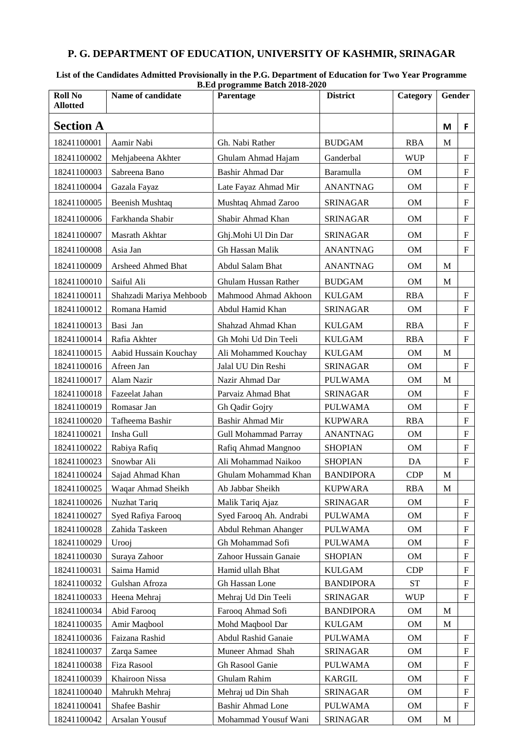# P. G. DEPARTMENT OF EDUCATION, UNIVERSITY OF KASHMIR, SRINAGAR

**List of the Candidates Admitted Provisionally in the P.G. Department of Education for Two Year Programme B.Ed programme Batch 2018-2020**

| Roll No Allotted | Name of candidate | Parentage | District | Category | Gender | |
|---|---|---|---|---|---|---|
| **Section A** | | | | | **M** | **F** |
| 18241100001 | Aamir Nabi | Gh. Nabi Rather | BUDGAM | RBA | M | |
| 18241100002 | Mehjabeena Akhter | Ghulam Ahmad Hajam | Ganderbal | WUP | | F |
| 18241100003 | Sabreena Bano | Bashir Ahmad Dar | Baramulla | OM | | F |
| 18241100004 | Gazala Fayaz | Late Fayaz Ahmad Mir | ANANTNAG | OM | | F |
| 18241100005 | Beenish Mushtaq | Mushtaq Ahmad Zaroo | SRINAGAR | OM | | F |
| 18241100006 | Farkhanda Shabir | Shabir Ahmad Khan | SRINAGAR | OM | | F |
| 18241100007 | Masrath Akhtar | Ghj.Mohi Ul Din Dar | SRINAGAR | OM | | F |
| 18241100008 | Asia Jan | Gh Hassan Malik | ANANTNAG | OM | | F |
| 18241100009 | Arsheed Ahmed Bhat | Abdul Salam Bhat | ANANTNAG | OM | M | |
| 18241100010 | Saiful Ali | Ghulam Hussan Rather | BUDGAM | OM | M | |
| 18241100011 | Shahzadi Mariya Mehboob | Mahmood Ahmad Akhoon | KULGAM | RBA | | F |
| 18241100012 | Romana Hamid | Abdul Hamid Khan | SRINAGAR | OM | | F |
| 18241100013 | Basi Jan | Shahzad Ahmad Khan | KULGAM | RBA | | F |
| 18241100014 | Rafia Akhter | Gh Mohi Ud Din Teeli | KULGAM | RBA | | F |
| 18241100015 | Aabid Hussain Kouchay | Ali Mohammed Kouchay | KULGAM | OM | M | |
| 18241100016 | Afreen Jan | Jalal UU Din Reshi | SRINAGAR | OM | | F |
| 18241100017 | Alam Nazir | Nazir Ahmad Dar | PULWAMA | OM | M | |
| 18241100018 | Fazeelat Jahan | Parvaiz Ahmad Bhat | SRINAGAR | OM | | F |
| 18241100019 | Romasar Jan | Gh Qadir Gojry | PULWAMA | OM | | F |
| 18241100020 | Tafheema Bashir | Bashir Ahmad Mir | KUPWARA | RBA | | F |
| 18241100021 | Insha Gull | Gull Mohammad Parray | ANANTNAG | OM | | F |
| 18241100022 | Rabiya Rafiq | Rafiq Ahmad Mangnoo | SHOPIAN | OM | | F |
| 18241100023 | Snowbar Ali | Ali Mohammad Naikoo | SHOPIAN | DA | | F |
| 18241100024 | Sajad Ahmad Khan | Ghulam Mohammad Khan | BANDIPORA | CDP | M | |
| 18241100025 | Waqar Ahmad Sheikh | Ab Jabbar Sheikh | KUPWARA | RBA | M | |
| 18241100026 | Nuzhat Tariq | Malik Tariq Ajaz | SRINAGAR | OM | | F |
| 18241100027 | Syed Rafiya Farooq | Syed Farooq Ah. Andrabi | PULWAMA | OM | | F |
| 18241100028 | Zahida Taskeen | Abdul Rehman Ahanger | PULWAMA | OM | | F |
| 18241100029 | Urooj | Gh Mohammad Sofi | PULWAMA | OM | | F |
| 18241100030 | Suraya Zahoor | Zahoor Hussain Ganaie | SHOPIAN | OM | | F |
| 18241100031 | Saima Hamid | Hamid ullah Bhat | KULGAM | CDP | | F |
| 18241100032 | Gulshan Afroza | Gh Hassan Lone | BANDIPORA | ST | | F |
| 18241100033 | Heena Mehraj | Mehraj Ud Din Teeli | SRINAGAR | WUP | | F |
| 18241100034 | Abid Farooq | Farooq Ahmad Sofi | BANDIPORA | OM | M | |
| 18241100035 | Amir Maqbool | Mohd Maqbool Dar | KULGAM | OM | M | |
| 18241100036 | Faizana Rashid | Abdul Rashid Ganaie | PULWAMA | OM | | F |
| 18241100037 | Zarqa Samee | Muneer Ahmad Shah | SRINAGAR | OM | | F |
| 18241100038 | Fiza Rasool | Gh Rasool Ganie | PULWAMA | OM | | F |
| 18241100039 | Khairoon Nissa | Ghulam Rahim | KARGIL | OM | | F |
| 18241100040 | Mahrukh Mehraj | Mehraj ud Din Shah | SRINAGAR | OM | | F |
| 18241100041 | Shafee Bashir | Bashir Ahmad Lone | PULWAMA | OM | | F |
| 18241100042 | Arsalan Yousuf | Mohammad Yousuf Wani | SRINAGAR | OM | M | |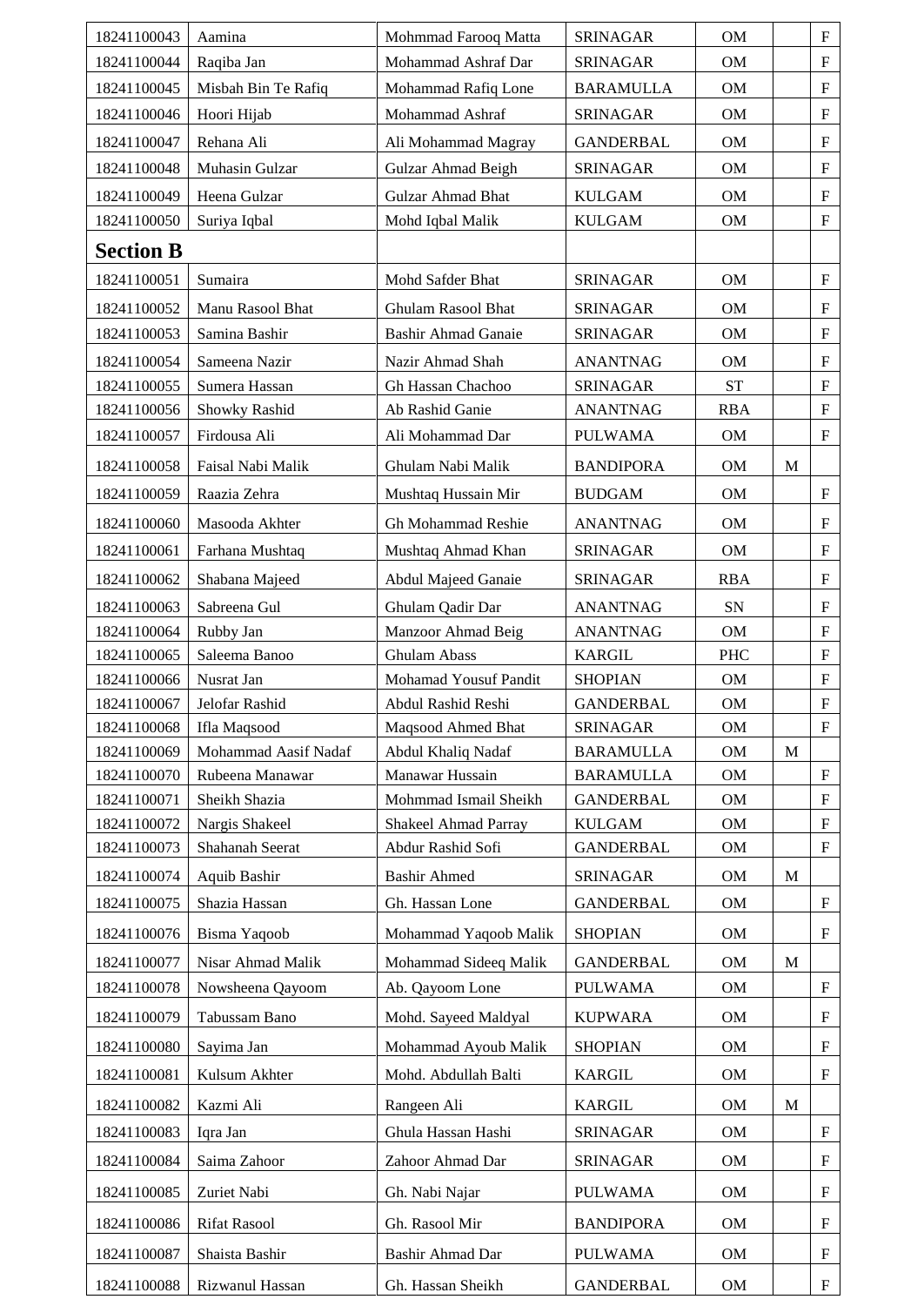| | | | | | | |
|---|---|---|---|---|---|---|
| 18241100043 | Aamina | Mohmmad Farooq Matta | SRINAGAR | OM | | F |
| 18241100044 | Raqiba Jan | Mohammad Ashraf Dar | SRINAGAR | OM | | F |
| 18241100045 | Misbah Bin Te Rafiq | Mohammad Rafiq Lone | BARAMULLA | OM | | F |
| 18241100046 | Hoori Hijab | Mohammad Ashraf | SRINAGAR | OM | | F |
| 18241100047 | Rehana Ali | Ali Mohammad Magray | GANDERBAL | OM | | F |
| 18241100048 | Muhasin Gulzar | Gulzar Ahmad Beigh | SRINAGAR | OM | | F |
| 18241100049 | Heena Gulzar | Gulzar Ahmad Bhat | KULGAM | OM | | F |
| 18241100050 | Suriya Iqbal | Mohd Iqbal Malik | KULGAM | OM | | F |
| **Section B** | | | | | | |
| 18241100051 | Sumaira | Mohd Safder Bhat | SRINAGAR | OM | | F |
| 18241100052 | Manu Rasool Bhat | Ghulam Rasool Bhat | SRINAGAR | OM | | F |
| 18241100053 | Samina Bashir | Bashir Ahmad Ganaie | SRINAGAR | OM | | F |
| 18241100054 | Sameena Nazir | Nazir Ahmad Shah | ANANTNAG | OM | | F |
| 18241100055 | Sumera Hassan | Gh Hassan Chachoo | SRINAGAR | ST | | F |
| 18241100056 | Showky Rashid | Ab Rashid Ganie | ANANTNAG | RBA | | F |
| 18241100057 | Firdousa Ali | Ali Mohammad Dar | PULWAMA | OM | | F |
| 18241100058 | Faisal Nabi Malik | Ghulam Nabi Malik | BANDIPORA | OM | M | |
| 18241100059 | Raazia Zehra | Mushtaq Hussain Mir | BUDGAM | OM | | F |
| 18241100060 | Masooda Akhter | Gh Mohammad Reshie | ANANTNAG | OM | | F |
| 18241100061 | Farhana Mushtaq | Mushtaq Ahmad Khan | SRINAGAR | OM | | F |
| 18241100062 | Shabana Majeed | Abdul Majeed Ganaie | SRINAGAR | RBA | | F |
| 18241100063 | Sabreena Gul | Ghulam Qadir Dar | ANANTNAG | SN | | F |
| 18241100064 | Rubby Jan | Manzoor Ahmad Beig | ANANTNAG | OM | | F |
| 18241100065 | Saleema Banoo | Ghulam Abass | KARGIL | PHC | | F |
| 18241100066 | Nusrat Jan | Mohamad Yousuf Pandit | SHOPIAN | OM | | F |
| 18241100067 | Jelofar Rashid | Abdul Rashid Reshi | GANDERBAL | OM | | F |
| 18241100068 | Ifla Maqsood | Maqsood Ahmed Bhat | SRINAGAR | OM | | F |
| 18241100069 | Mohammad Aasif Nadaf | Abdul Khaliq Nadaf | BARAMULLA | OM | M | |
| 18241100070 | Rubeena Manawar | Manawar Hussain | BARAMULLA | OM | | F |
| 18241100071 | Sheikh Shazia | Mohmmad Ismail Sheikh | GANDERBAL | OM | | F |
| 18241100072 | Nargis Shakeel | Shakeel Ahmad Parray | KULGAM | OM | | F |
| 18241100073 | Shahanah Seerat | Abdur Rashid Sofi | GANDERBAL | OM | | F |
| 18241100074 | Aquib Bashir | Bashir Ahmed | SRINAGAR | OM | M | |
| 18241100075 | Shazia Hassan | Gh. Hassan Lone | GANDERBAL | OM | | F |
| 18241100076 | Bisma Yaqoob | Mohammad Yaqoob Malik | SHOPIAN | OM | | F |
| 18241100077 | Nisar Ahmad Malik | Mohammad Sideeq Malik | GANDERBAL | OM | M | |
| 18241100078 | Nowsheena Qayoom | Ab. Qayoom Lone | PULWAMA | OM | | F |
| 18241100079 | Tabussam Bano | Mohd. Sayeed Maldyal | KUPWARA | OM | | F |
| 18241100080 | Sayima Jan | Mohammad Ayoub Malik | SHOPIAN | OM | | F |
| 18241100081 | Kulsum Akhter | Mohd. Abdullah Balti | KARGIL | OM | | F |
| 18241100082 | Kazmi Ali | Rangeen Ali | KARGIL | OM | M | |
| 18241100083 | Iqra Jan | Ghula Hassan Hashi | SRINAGAR | OM | | F |
| 18241100084 | Saima Zahoor | Zahoor Ahmad Dar | SRINAGAR | OM | | F |
| 18241100085 | Zuriet Nabi | Gh. Nabi Najar | PULWAMA | OM | | F |
| 18241100086 | Rifat Rasool | Gh. Rasool Mir | BANDIPORA | OM | | F |
| 18241100087 | Shaista Bashir | Bashir Ahmad Dar | PULWAMA | OM | | F |
| 18241100088 | Rizwanul Hassan | Gh. Hassan Sheikh | GANDERBAL | OM | | F |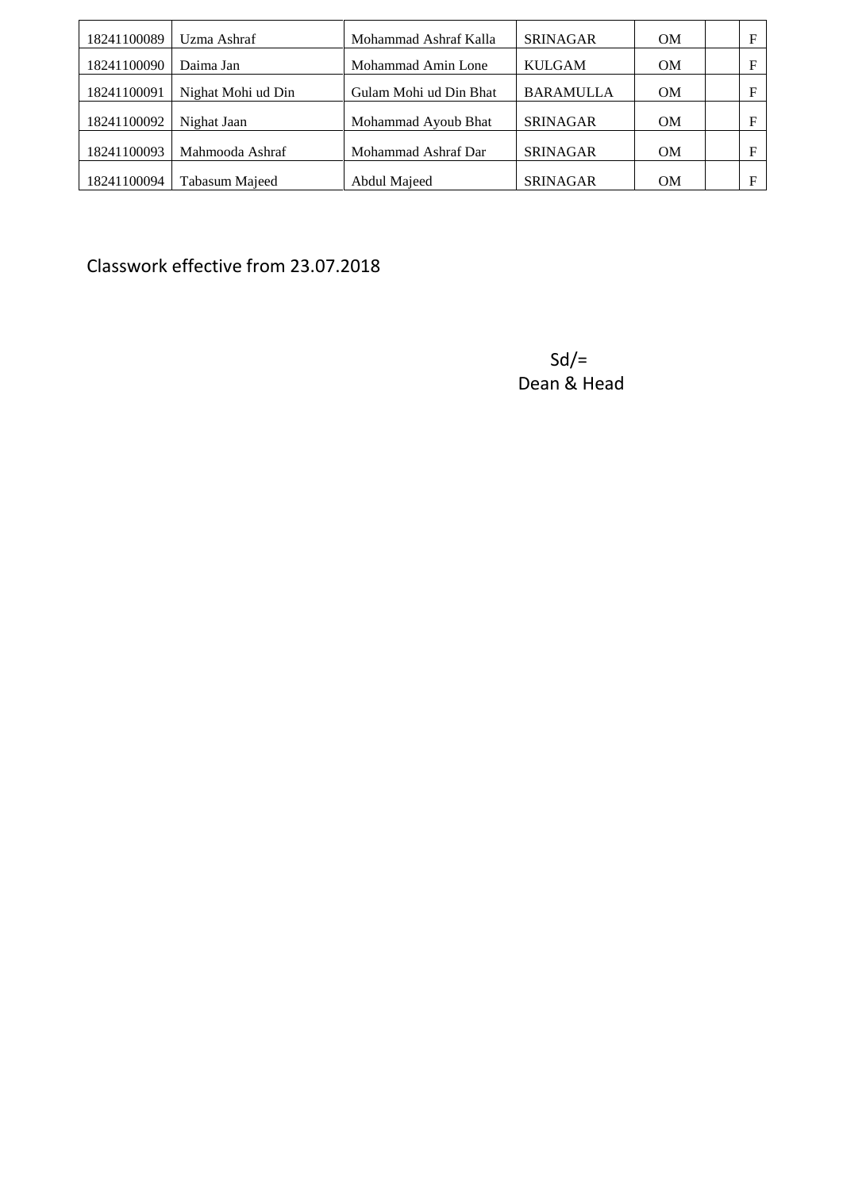| | | | | | | |
|---|---|---|---|---|---|---|
| 18241100089 | Uzma Ashraf | Mohammad Ashraf Kalla | SRINAGAR | OM | | F |
| 18241100090 | Daima Jan | Mohammad Amin Lone | KULGAM | OM | | F |
| 18241100091 | Nighat Mohi ud Din | Gulam Mohi ud Din Bhat | BARAMULLA | OM | | F |
| 18241100092 | Nighat Jaan | Mohammad Ayoub Bhat | SRINAGAR | OM | | F |
| 18241100093 | Mahmooda Ashraf | Mohammad Ashraf Dar | SRINAGAR | OM | | F |
| 18241100094 | Tabasum Majeed | Abdul Majeed | SRINAGAR | OM | | F |

Classwork effective from 23.07.2018

Sd/=
Dean & Head